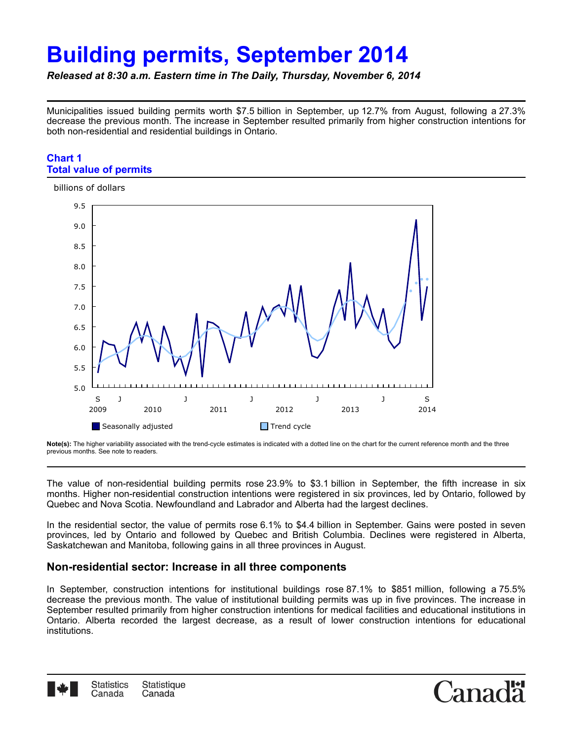# Building permits, September 2014

*Released at 8:30 a.m. Eastern time in The Daily, Thursday, November 6, 2014*

Municipalities issued building permits worth $7.5 billion in September, up 12.7% from August, following a 27.3% decrease the previous month. The increase in September resulted primarily from higher construction intentions for both non-residential and residential buildings in Ontario.

### Chart 1
### Total value of permits

**Note(s):** The higher variability associated with the trend-cycle estimates is indicated with a dotted line on the chart for the current reference month and the three previous months. See note to readers.

The value of non-residential building permits rose 23.9% to $3.1 billion in September, the fifth increase in six months. Higher non-residential construction intentions were registered in six provinces, led by Ontario, followed by Quebec and Nova Scotia. Newfoundland and Labrador and Alberta had the largest declines.

In the residential sector, the value of permits rose 6.1% to $4.4 billion in September. Gains were posted in seven provinces, led by Ontario and followed by Quebec and British Columbia. Declines were registered in Alberta, Saskatchewan and Manitoba, following gains in all three provinces in August.

## Non-residential sector: Increase in all three components

In September, construction intentions for institutional buildings rose 87.1% to $851 million, following a 75.5% decrease the previous month. The value of institutional building permits was up in five provinces. The increase in September resulted primarily from higher construction intentions for medical facilities and educational institutions in Ontario. Alberta recorded the largest decrease, as a result of lower construction intentions for educational institutions.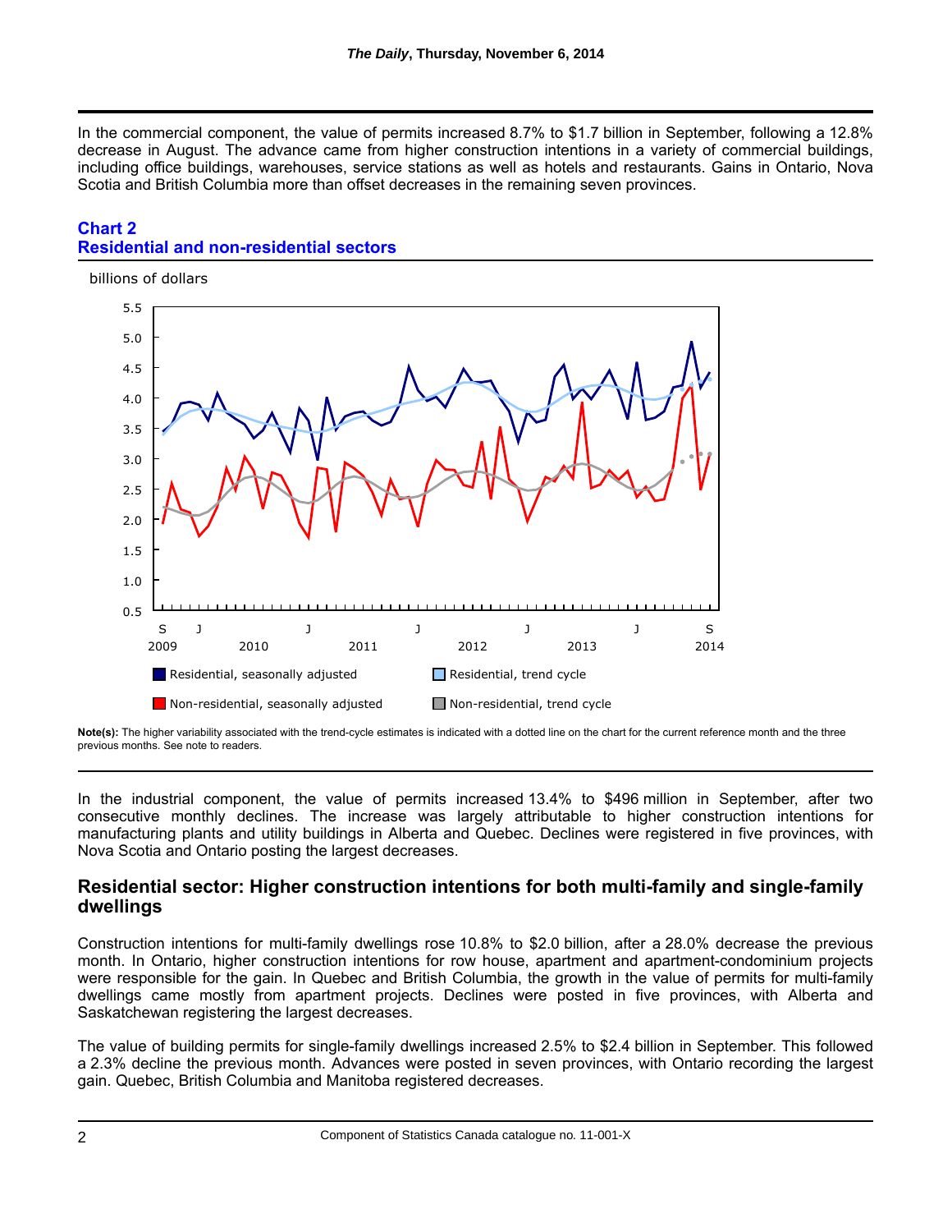In the commercial component, the value of permits increased 8.7% to $1.7 billion in September, following a 12.8% decrease in August. The advance came from higher construction intentions in a variety of commercial buildings, including office buildings, warehouses, service stations as well as hotels and restaurants. Gains in Ontario, Nova Scotia and British Columbia more than offset decreases in the remaining seven provinces.

## Chart 2
## Residential and non-residential sectors

billions of dollars

Residential, seasonally adjusted | Residential, trend cycle | Non-residential, seasonally adjusted | Non-residential, trend cycle

**Note(s):** The higher variability associated with the trend-cycle estimates is indicated with a dotted line on the chart for the current reference month and the three previous months. See note to readers.

In the industrial component, the value of permits increased 13.4% to $496 million in September, after two consecutive monthly declines. The increase was largely attributable to higher construction intentions for manufacturing plants and utility buildings in Alberta and Quebec. Declines were registered in five provinces, with Nova Scotia and Ontario posting the largest decreases.

## Residential sector: Higher construction intentions for both multi-family and single-family dwellings

Construction intentions for multi-family dwellings rose 10.8% to $2.0 billion, after a 28.0% decrease the previous month. In Ontario, higher construction intentions for row house, apartment and apartment-condominium projects were responsible for the gain. In Quebec and British Columbia, the growth in the value of permits for multi-family dwellings came mostly from apartment projects. Declines were posted in five provinces, with Alberta and Saskatchewan registering the largest decreases.

The value of building permits for single-family dwellings increased 2.5% to $2.4 billion in September. This followed a 2.3% decline the previous month. Advances were posted in seven provinces, with Ontario recording the largest gain. Quebec, British Columbia and Manitoba registered decreases.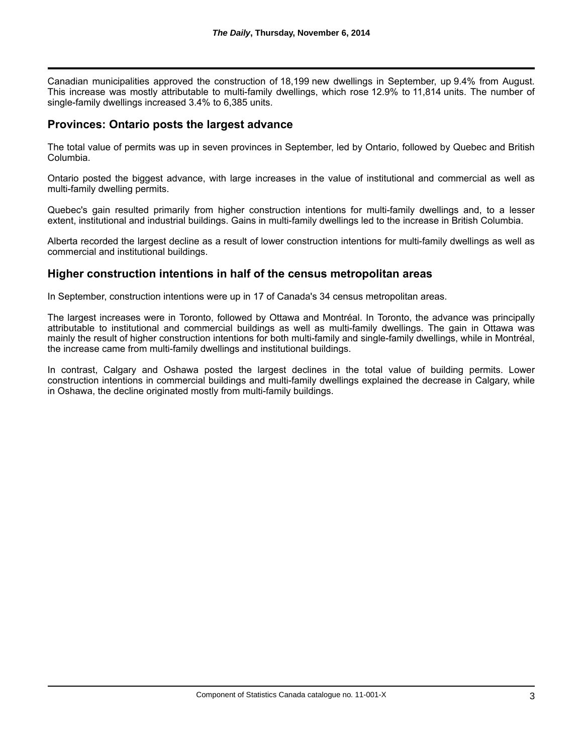Canadian municipalities approved the construction of 18,199 new dwellings in September, up 9.4% from August. This increase was mostly attributable to multi-family dwellings, which rose 12.9% to 11,814 units. The number of single-family dwellings increased 3.4% to 6,385 units.

## Provinces: Ontario posts the largest advance

The total value of permits was up in seven provinces in September, led by Ontario, followed by Quebec and British Columbia.

Ontario posted the biggest advance, with large increases in the value of institutional and commercial as well as multi-family dwelling permits.

Quebec's gain resulted primarily from higher construction intentions for multi-family dwellings and, to a lesser extent, institutional and industrial buildings. Gains in multi-family dwellings led to the increase in British Columbia.

Alberta recorded the largest decline as a result of lower construction intentions for multi-family dwellings as well as commercial and institutional buildings.

## Higher construction intentions in half of the census metropolitan areas

In September, construction intentions were up in 17 of Canada's 34 census metropolitan areas.

The largest increases were in Toronto, followed by Ottawa and Montréal. In Toronto, the advance was principally attributable to institutional and commercial buildings as well as multi-family dwellings. The gain in Ottawa was mainly the result of higher construction intentions for both multi-family and single-family dwellings, while in Montréal, the increase came from multi-family dwellings and institutional buildings.

In contrast, Calgary and Oshawa posted the largest declines in the total value of building permits. Lower construction intentions in commercial buildings and multi-family dwellings explained the decrease in Calgary, while in Oshawa, the decline originated mostly from multi-family buildings.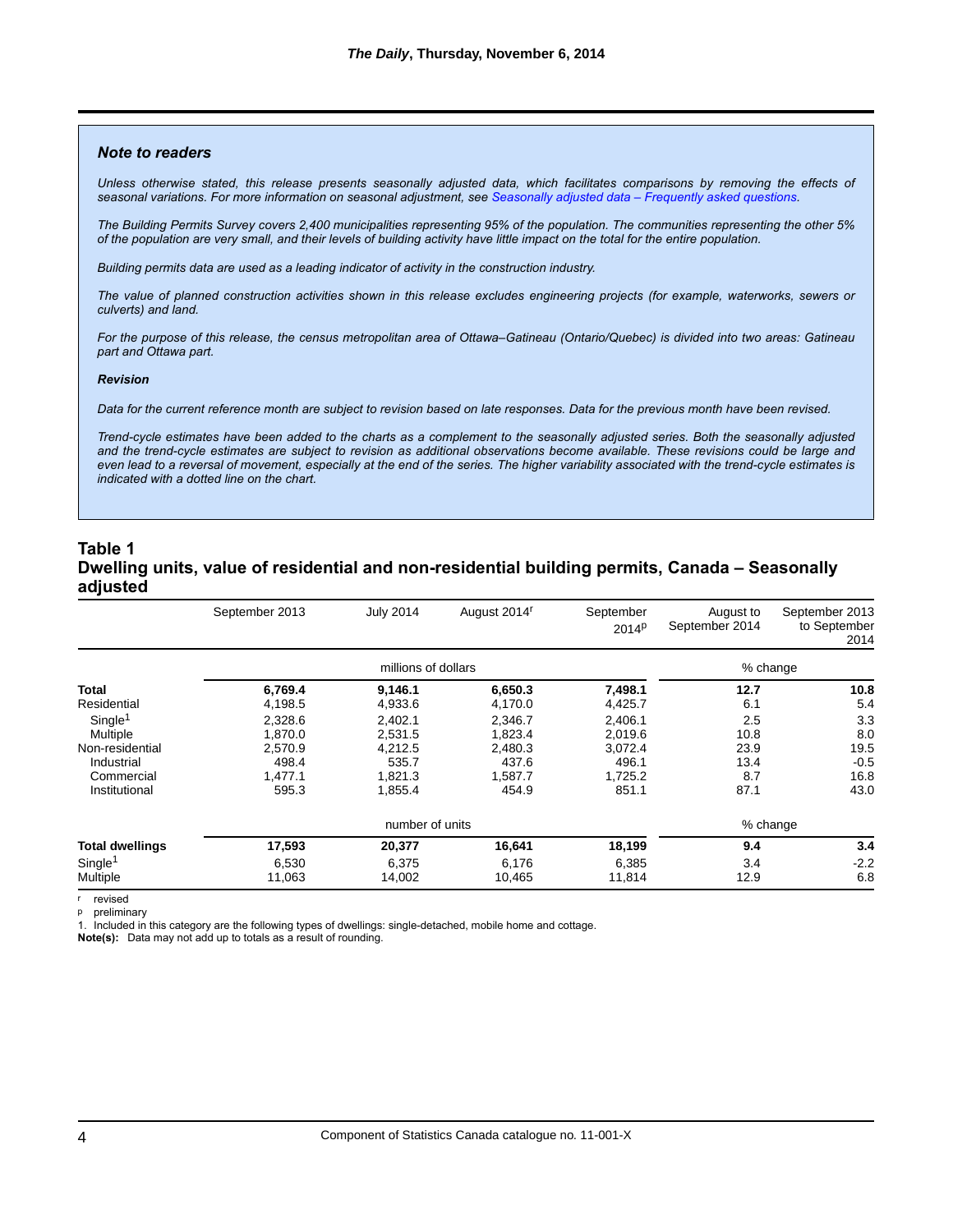### *Note to readers*

*Unless otherwise stated, this release presents seasonally adjusted data, which facilitates comparisons by removing the effects of seasonal variations. For more information on seasonal adjustment, see Seasonally adjusted data – Frequently asked questions.*

*The Building Permits Survey covers 2,400 municipalities representing 95% of the population. The communities representing the other 5% of the population are very small, and their levels of building activity have little impact on the total for the entire population.*

*Building permits data are used as a leading indicator of activity in the construction industry.*

*The value of planned construction activities shown in this release excludes engineering projects (for example, waterworks, sewers or culverts) and land.*

*For the purpose of this release, the census metropolitan area of Ottawa–Gatineau (Ontario/Quebec) is divided into two areas: Gatineau part and Ottawa part.*

#### *Revision*

*Data for the current reference month are subject to revision based on late responses. Data for the previous month have been revised.*

*Trend-cycle estimates have been added to the charts as a complement to the seasonally adjusted series. Both the seasonally adjusted and the trend-cycle estimates are subject to revision as additional observations become available. These revisions could be large and even lead to a reversal of movement, especially at the end of the series. The higher variability associated with the trend-cycle estimates is indicated with a dotted line on the chart.*

## Table 1
## Dwelling units, value of residential and non-residential building permits, Canada – Seasonally adjusted

| | September 2013 | July 2014 | August 2014[r] | September 2014[p] | August to September 2014 | September 2013 to September 2014 |
|---|---|---|---|---|---|---|
| | millions of dollars | | | | % change | |
| **Total** | **6,769.4** | **9,146.1** | **6,650.3** | **7,498.1** | **12.7** | **10.8** |
| Residential | 4,198.5 | 4,933.6 | 4,170.0 | 4,425.7 | 6.1 | 5.4 |
| Single[1] | 2,328.6 | 2,402.1 | 2,346.7 | 2,406.1 | 2.5 | 3.3 |
| Multiple | 1,870.0 | 2,531.5 | 1,823.4 | 2,019.6 | 10.8 | 8.0 |
| Non-residential | 2,570.9 | 4,212.5 | 2,480.3 | 3,072.4 | 23.9 | 19.5 |
| Industrial | 498.4 | 535.7 | 437.6 | 496.1 | 13.4 | -0.5 |
| Commercial | 1,477.1 | 1,821.3 | 1,587.7 | 1,725.2 | 8.7 | 16.8 |
| Institutional | 595.3 | 1,855.4 | 454.9 | 851.1 | 87.1 | 43.0 |
| | number of units | | | | % change | |
| **Total dwellings** | **17,593** | **20,377** | **16,641** | **18,199** | **9.4** | **3.4** |
| Single[1] | 6,530 | 6,375 | 6,176 | 6,385 | 3.4 | -2.2 |
| Multiple | 11,063 | 14,002 | 10,465 | 11,814 | 12.9 | 6.8 |

r revised
p preliminary
1. Included in this category are the following types of dwellings: single-detached, mobile home and cottage.
**Note(s):** Data may not add up to totals as a result of rounding.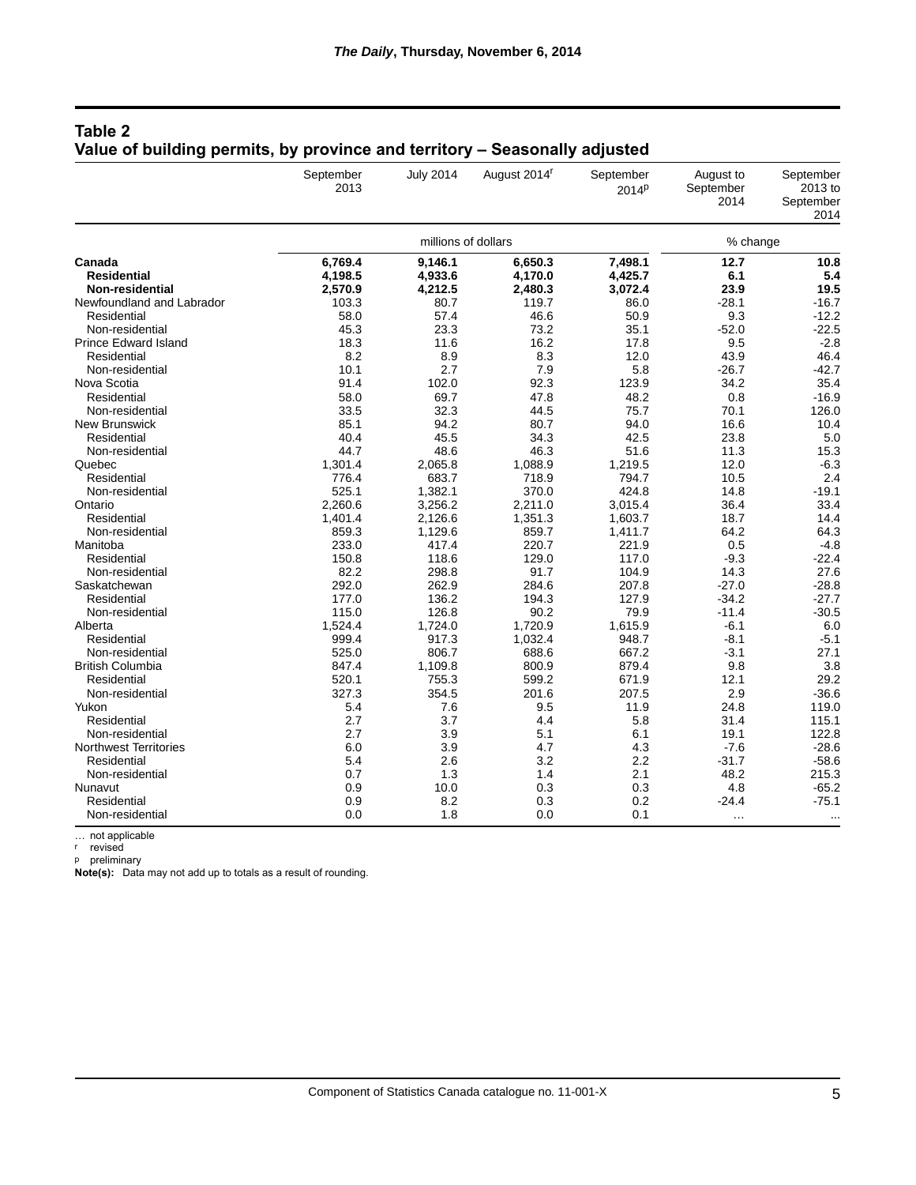## Table 2
## Value of building permits, by province and territory – Seasonally adjusted

| | September 2013 | July 2014 | August 2014[r] | September 2014[p] | August to September 2014 | September 2013 to September 2014 |
|---|---|---|---|---|---|---|
| | millions of dollars | | | | % change | |
| **Canada** | **6,769.4** | **9,146.1** | **6,650.3** | **7,498.1** | **12.7** | **10.8** |
| **Residential** | **4,198.5** | **4,933.6** | **4,170.0** | **4,425.7** | **6.1** | **5.4** |
| **Non-residential** | **2,570.9** | **4,212.5** | **2,480.3** | **3,072.4** | **23.9** | **19.5** |
| Newfoundland and Labrador | 103.3 | 80.7 | 119.7 | 86.0 | -28.1 | -16.7 |
| Residential | 58.0 | 57.4 | 46.6 | 50.9 | 9.3 | -12.2 |
| Non-residential | 45.3 | 23.3 | 73.2 | 35.1 | -52.0 | -22.5 |
| Prince Edward Island | 18.3 | 11.6 | 16.2 | 17.8 | 9.5 | -2.8 |
| Residential | 8.2 | 8.9 | 8.3 | 12.0 | 43.9 | 46.4 |
| Non-residential | 10.1 | 2.7 | 7.9 | 5.8 | -26.7 | -42.7 |
| Nova Scotia | 91.4 | 102.0 | 92.3 | 123.9 | 34.2 | 35.4 |
| Residential | 58.0 | 69.7 | 47.8 | 48.2 | 0.8 | -16.9 |
| Non-residential | 33.5 | 32.3 | 44.5 | 75.7 | 70.1 | 126.0 |
| New Brunswick | 85.1 | 94.2 | 80.7 | 94.0 | 16.6 | 10.4 |
| Residential | 40.4 | 45.5 | 34.3 | 42.5 | 23.8 | 5.0 |
| Non-residential | 44.7 | 48.6 | 46.3 | 51.6 | 11.3 | 15.3 |
| Quebec | 1,301.4 | 2,065.8 | 1,088.9 | 1,219.5 | 12.0 | -6.3 |
| Residential | 776.4 | 683.7 | 718.9 | 794.7 | 10.5 | 2.4 |
| Non-residential | 525.1 | 1,382.1 | 370.0 | 424.8 | 14.8 | -19.1 |
| Ontario | 2,260.6 | 3,256.2 | 2,211.0 | 3,015.4 | 36.4 | 33.4 |
| Residential | 1,401.4 | 2,126.6 | 1,351.3 | 1,603.7 | 18.7 | 14.4 |
| Non-residential | 859.3 | 1,129.6 | 859.7 | 1,411.7 | 64.2 | 64.3 |
| Manitoba | 233.0 | 417.4 | 220.7 | 221.9 | 0.5 | -4.8 |
| Residential | 150.8 | 118.6 | 129.0 | 117.0 | -9.3 | -22.4 |
| Non-residential | 82.2 | 298.8 | 91.7 | 104.9 | 14.3 | 27.6 |
| Saskatchewan | 292.0 | 262.9 | 284.6 | 207.8 | -27.0 | -28.8 |
| Residential | 177.0 | 136.2 | 194.3 | 127.9 | -34.2 | -27.7 |
| Non-residential | 115.0 | 126.8 | 90.2 | 79.9 | -11.4 | -30.5 |
| Alberta | 1,524.4 | 1,724.0 | 1,720.9 | 1,615.9 | -6.1 | 6.0 |
| Residential | 999.4 | 917.3 | 1,032.4 | 948.7 | -8.1 | -5.1 |
| Non-residential | 525.0 | 806.7 | 688.6 | 667.2 | -3.1 | 27.1 |
| British Columbia | 847.4 | 1,109.8 | 800.9 | 879.4 | 9.8 | 3.8 |
| Residential | 520.1 | 755.3 | 599.2 | 671.9 | 12.1 | 29.2 |
| Non-residential | 327.3 | 354.5 | 201.6 | 207.5 | 2.9 | -36.6 |
| Yukon | 5.4 | 7.6 | 9.5 | 11.9 | 24.8 | 119.0 |
| Residential | 2.7 | 3.7 | 4.4 | 5.8 | 31.4 | 115.1 |
| Non-residential | 2.7 | 3.9 | 5.1 | 6.1 | 19.1 | 122.8 |
| Northwest Territories | 6.0 | 3.9 | 4.7 | 4.3 | -7.6 | -28.6 |
| Residential | 5.4 | 2.6 | 3.2 | 2.2 | -31.7 | -58.6 |
| Non-residential | 0.7 | 1.3 | 1.4 | 2.1 | 48.2 | 215.3 |
| Nunavut | 0.9 | 10.0 | 0.3 | 0.3 | 4.8 | -65.2 |
| Residential | 0.9 | 8.2 | 0.3 | 0.2 | -24.4 | -75.1 |
| Non-residential | 0.0 | 1.8 | 0.0 | 0.1 | ... | ... |

... not applicable
r revised
p preliminary
**Note(s):** Data may not add up to totals as a result of rounding.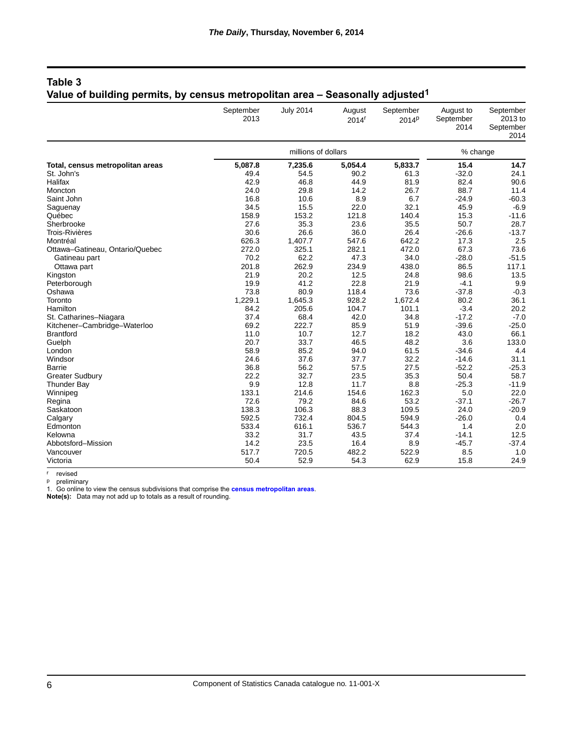## Table 3
## Value of building permits, by census metropolitan area – Seasonally adjusted[1]

| | September 2013 | July 2014 | August 2014[r] | September 2014[p] | August to September 2014 | September 2013 to September 2014 |
|---|---|---|---|---|---|---|
| | millions of dollars | | | | % change | |
| **Total, census metropolitan areas** | **5,087.8** | **7,235.6** | **5,054.4** | **5,833.7** | **15.4** | **14.7** |
| St. John's | 49.4 | 54.5 | 90.2 | 61.3 | -32.0 | 24.1 |
| Halifax | 42.9 | 46.8 | 44.9 | 81.9 | 82.4 | 90.6 |
| Moncton | 24.0 | 29.8 | 14.2 | 26.7 | 88.7 | 11.4 |
| Saint John | 16.8 | 10.6 | 8.9 | 6.7 | -24.9 | -60.3 |
| Saguenay | 34.5 | 15.5 | 22.0 | 32.1 | 45.9 | -6.9 |
| Québec | 158.9 | 153.2 | 121.8 | 140.4 | 15.3 | -11.6 |
| Sherbrooke | 27.6 | 35.3 | 23.6 | 35.5 | 50.7 | 28.7 |
| Trois-Rivières | 30.6 | 26.6 | 36.0 | 26.4 | -26.6 | -13.7 |
| Montréal | 626.3 | 1,407.7 | 547.6 | 642.2 | 17.3 | 2.5 |
| Ottawa–Gatineau, Ontario/Quebec | 272.0 | 325.1 | 282.1 | 472.0 | 67.3 | 73.6 |
| Gatineau part | 70.2 | 62.2 | 47.3 | 34.0 | -28.0 | -51.5 |
| Ottawa part | 201.8 | 262.9 | 234.9 | 438.0 | 86.5 | 117.1 |
| Kingston | 21.9 | 20.2 | 12.5 | 24.8 | 98.6 | 13.5 |
| Peterborough | 19.9 | 41.2 | 22.8 | 21.9 | -4.1 | 9.9 |
| Oshawa | 73.8 | 80.9 | 118.4 | 73.6 | -37.8 | -0.3 |
| Toronto | 1,229.1 | 1,645.3 | 928.2 | 1,672.4 | 80.2 | 36.1 |
| Hamilton | 84.2 | 205.6 | 104.7 | 101.1 | -3.4 | 20.2 |
| St. Catharines–Niagara | 37.4 | 68.4 | 42.0 | 34.8 | -17.2 | -7.0 |
| Kitchener–Cambridge–Waterloo | 69.2 | 222.7 | 85.9 | 51.9 | -39.6 | -25.0 |
| Brantford | 11.0 | 10.7 | 12.7 | 18.2 | 43.0 | 66.1 |
| Guelph | 20.7 | 33.7 | 46.5 | 48.2 | 3.6 | 133.0 |
| London | 58.9 | 85.2 | 94.0 | 61.5 | -34.6 | 4.4 |
| Windsor | 24.6 | 37.6 | 37.7 | 32.2 | -14.6 | 31.1 |
| Barrie | 36.8 | 56.2 | 57.5 | 27.5 | -52.2 | -25.3 |
| Greater Sudbury | 22.2 | 32.7 | 23.5 | 35.3 | 50.4 | 58.7 |
| Thunder Bay | 9.9 | 12.8 | 11.7 | 8.8 | -25.3 | -11.9 |
| Winnipeg | 133.1 | 214.6 | 154.6 | 162.3 | 5.0 | 22.0 |
| Regina | 72.6 | 79.2 | 84.6 | 53.2 | -37.1 | -26.7 |
| Saskatoon | 138.3 | 106.3 | 88.3 | 109.5 | 24.0 | -20.9 |
| Calgary | 592.5 | 732.4 | 804.5 | 594.9 | -26.0 | 0.4 |
| Edmonton | 533.4 | 616.1 | 536.7 | 544.3 | 1.4 | 2.0 |
| Kelowna | 33.2 | 31.7 | 43.5 | 37.4 | -14.1 | 12.5 |
| Abbotsford–Mission | 14.2 | 23.5 | 16.4 | 8.9 | -45.7 | -37.4 |
| Vancouver | 517.7 | 720.5 | 482.2 | 522.9 | 8.5 | 1.0 |
| Victoria | 50.4 | 52.9 | 54.3 | 62.9 | 15.8 | 24.9 |

r revised
p preliminary
1. Go online to view the census subdivisions that comprise the **census metropolitan areas**.
**Note(s):** Data may not add up to totals as a result of rounding.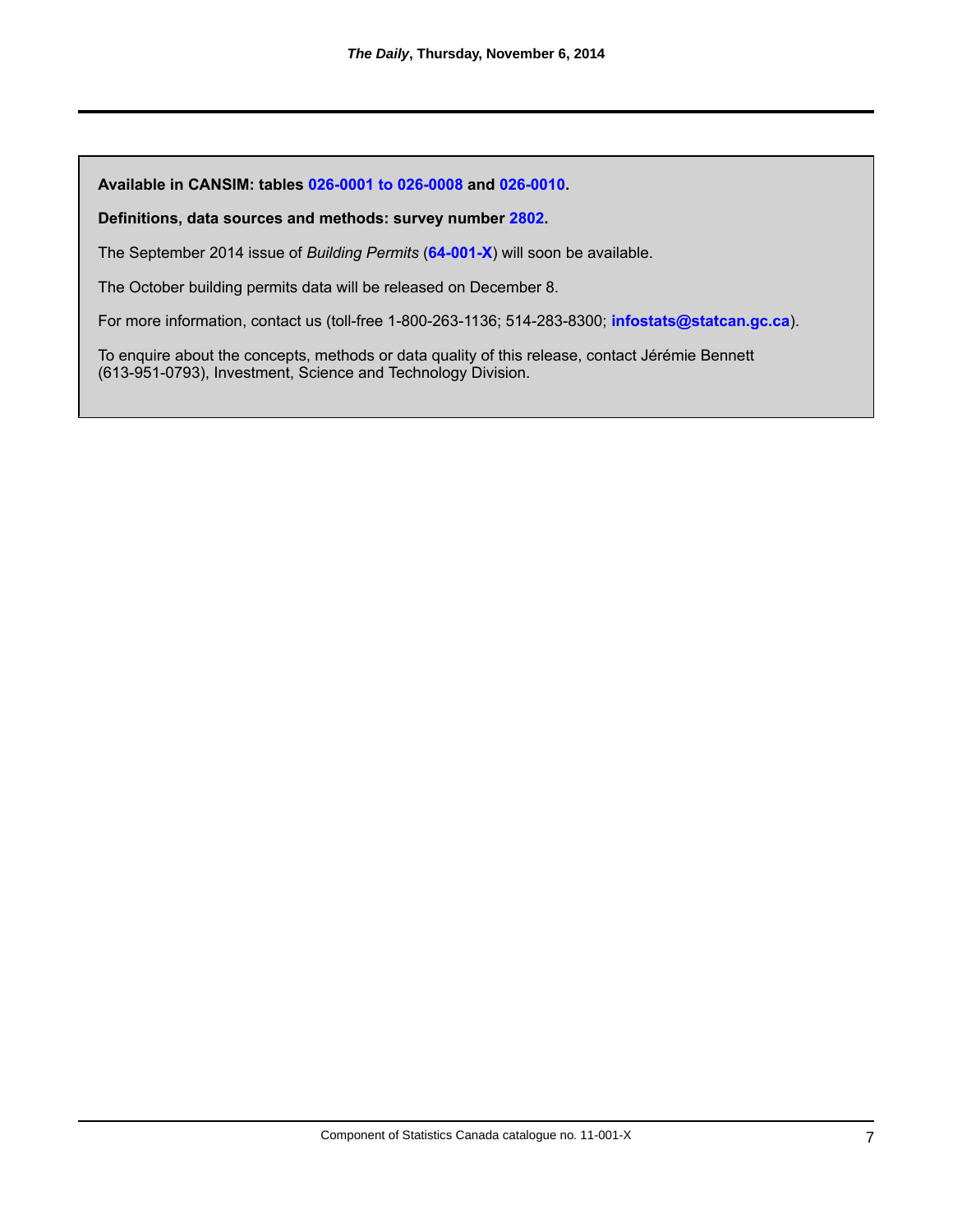**Available in CANSIM: tables 026-0001 to 026-0008 and 026-0010.**

**Definitions, data sources and methods: survey number 2802.**

The September 2014 issue of *Building Permits* (**64-001-X**) will soon be available.

The October building permits data will be released on December 8.

For more information, contact us (toll-free 1-800-263-1136; 514-283-8300; **infostats@statcan.gc.ca**).

To enquire about the concepts, methods or data quality of this release, contact Jérémie Bennett (613-951-0793), Investment, Science and Technology Division.